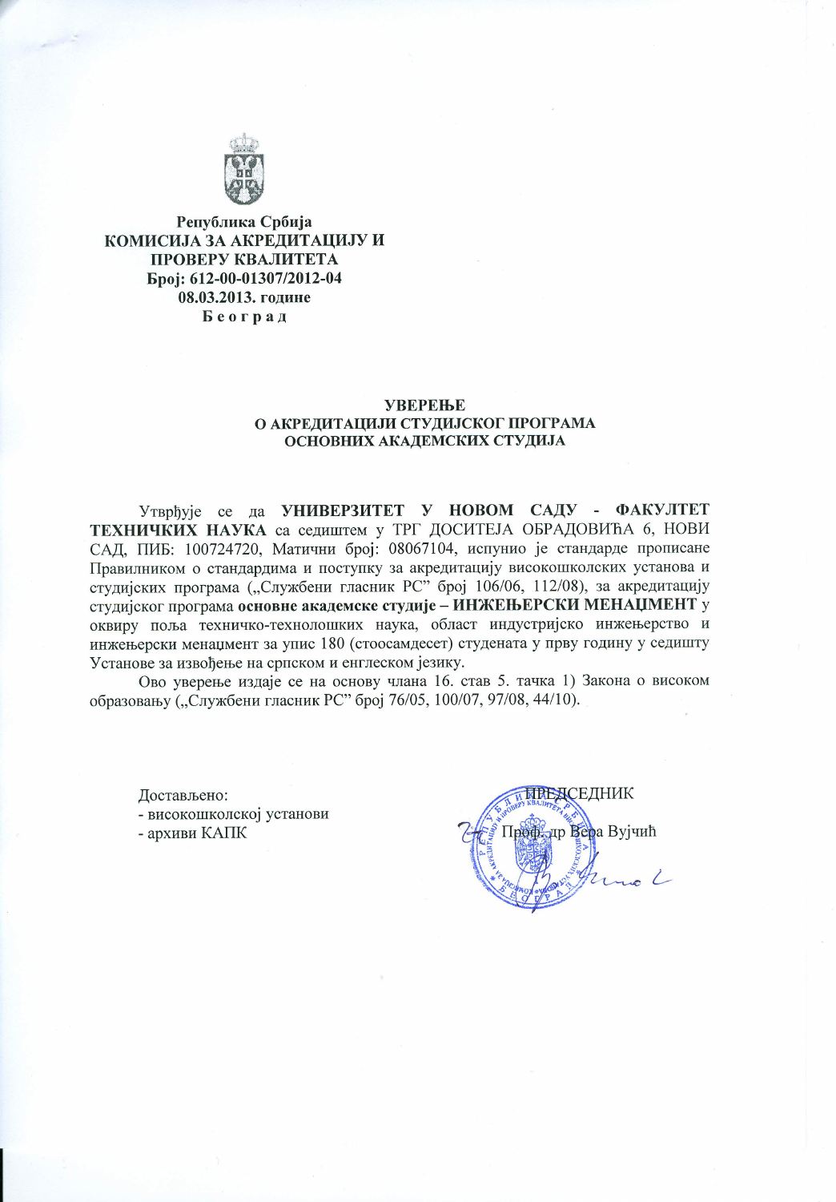**Република Србија**
**КОМИСИЈА ЗА АКРЕДИТАЦИЈУ И ПРОВЕРУ КВАЛИТЕТА**
**Број: 612-00-01307/2012-04**
**08.03.2013. године**
**Б е о г р а д**

## УВЕРЕЊЕ
## О АКРЕДИТАЦИЈИ СТУДИЈСКОГ ПРОГРАМА ОСНОВНИХ АКАДЕМСКИХ СТУДИЈА

Утврђује се да **УНИВЕРЗИТЕТ У НОВОМ САДУ - ФАКУЛТЕТ ТЕХНИЧКИХ НАУКА** са седиштем у ТРГ ДОСИТЕЈА ОБРАДОВИЋА 6, НОВИ САД, ПИБ: 100724720, Матични број: 08067104, испунио је стандарде прописане Правилником о стандардима и поступку за акредитацију високошколских установа и студијских програма („Службени гласник РС" број 106/06, 112/08), за акредитацију студијског програма **основне академске студије – ИНЖЕЊЕРСКИ МЕНАЏМЕНТ** у оквиру поља техничко-технолошких наука, област индустријско инжењерство и инжењерски менаџмент за упис 180 (стоосамдесет) студената у прву годину у седишту Установе за извођење на српском и енглеском језику.

Ово уверење издаје се на основу члана 16. став 5. тачка 1) Закона о високом образовању („Службени гласник РС" број 76/05, 100/07, 97/08, 44/10).

Достављено:
- високошколској установи
- архиви КАПК

ПРЕДСЕДНИК
Проф. др Вера Вујчић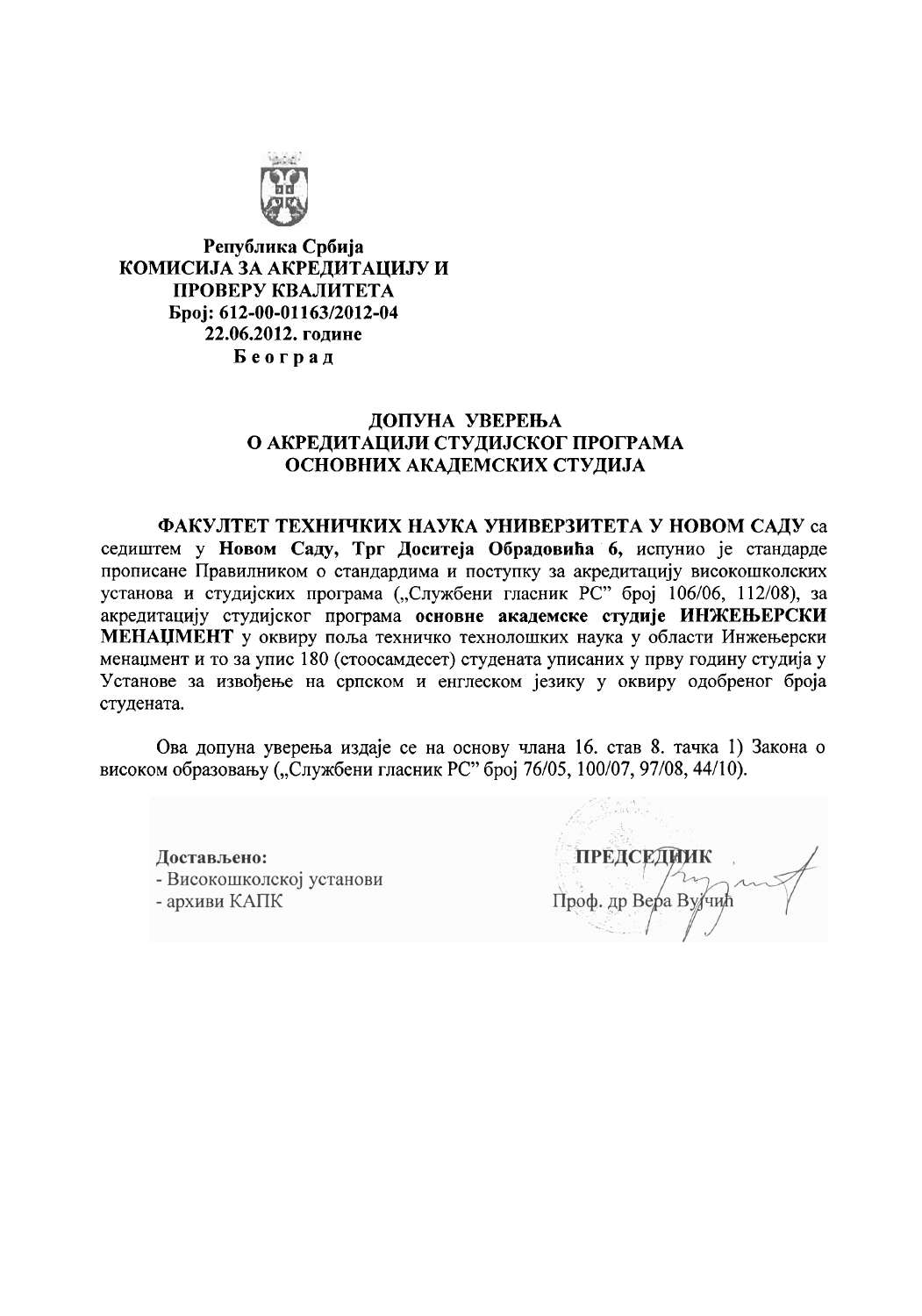**Република Србија**
**КОМИСИЈА ЗА АКРЕДИТАЦИЈУ И ПРОВЕРУ КВАЛИТЕТА**
**Број: 612-00-01163/2012-04**
**22.06.2012. године**
**Београд**

## ДОПУНА УВЕРЕЊА О АКРЕДИТАЦИЈИ СТУДИЈСКОГ ПРОГРАМА ОСНОВНИХ АКАДЕМСКИХ СТУДИЈА

**ФАКУЛТЕТ ТЕХНИЧКИХ НАУКА УНИВЕРЗИТЕТА У НОВОМ САДУ** са седиштем у **Новом Саду, Трг Доситеја Обрадовића 6,** испунио је стандарде прописане Правилником о стандардима и поступку за акредитацију високошколских установа и студијских програма („Службени гласник РС" број 106/06, 112/08), за акредитацију студијског програма **основне академске студије ИНЖЕЊЕРСКИ МЕНАЏМЕНТ** у оквиру поља техничко технолошких наука у области Инжењерски менаџмент и то за упис 180 (стоосамдесет) студената уписаних у прву годину студија у Установе за извођење на српском и енглеском језику у оквиру одобреног броја студената.

Ова допуна уверења издаје се на основу члана 16. став 8. тачка 1) Закона о високом образовању („Службени гласник РС" број 76/05, 100/07, 97/08, 44/10).

**Достављено:**
- Високошколској установи
- архиви КАПК

**ПРЕДСЕДНИК**
Проф. др Вера Вујчић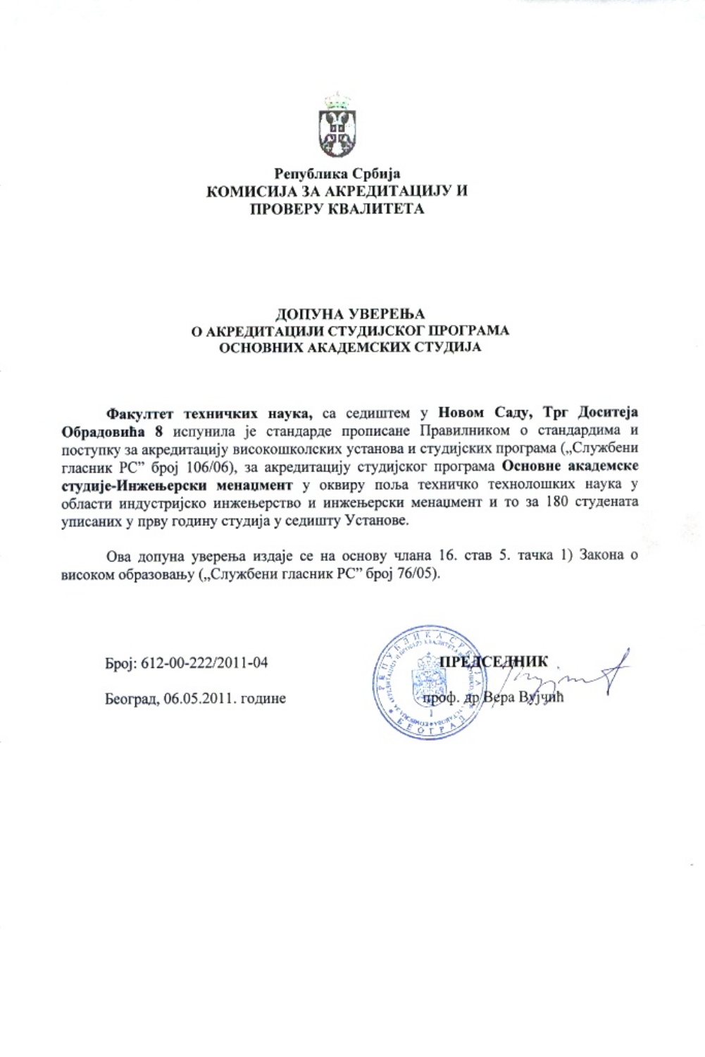Република Србија
КОМИСИЈА ЗА АКРЕДИТАЦИЈУ И
ПРОВЕРУ КВАЛИТЕТА

## ДОПУНА УВЕРЕЊА
## О АКРЕДИТАЦИЈИ СТУДИЈСКОГ ПРОГРАМА
## ОСНОВНИХ АКАДЕМСКИХ СТУДИЈА

**Факултет техничких наука,** са седиштем у **Новом Саду, Трг Доситеја Обрадовића 8** испунила је стандарде прописане Правилником о стандардима и поступку за акредитацију високошколских установа и студијских програма („Службени гласник РС" број 106/06), за акредитацију студијског програма **Основне академске студије-Инжењерски менаџмент** у оквиру поља техничко технолошких наука у области индустријско инжењерство и инжењерски менаџмент и то за 180 студената уписаних у прву годину студија у седишту Установе.

Ова допуна уверења издаје се на основу члана 16. став 5. тачка 1) Закона о високом образовању („Службени гласник РС" број 76/05).

Број: 612-00-222/2011-04

Београд, 06.05.2011. године

ПРЕДСЕДНИК
проф. др Вера Вујчић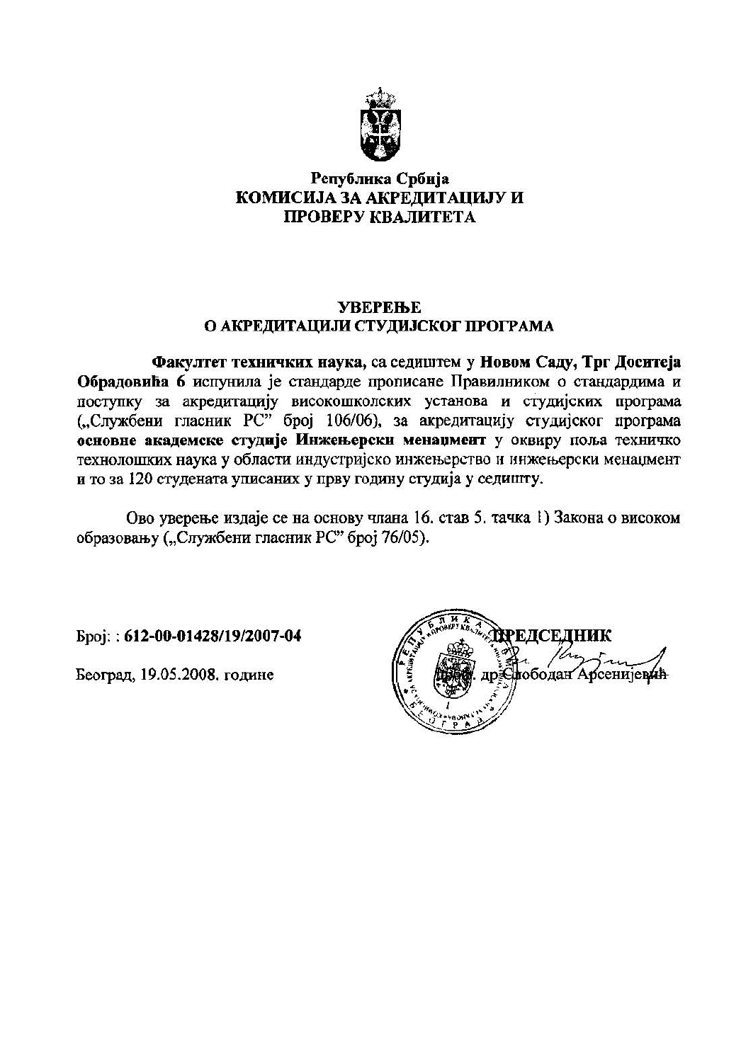**Република Србија**
**КОМИСИЈА ЗА АКРЕДИТАЦИЈУ И ПРОВЕРУ КВАЛИТЕТА**

**УВЕРЕЊЕ**
**О АКРЕДИТАЦИЈИ СТУДИЈСКОГ ПРОГРАМА**

**Факултет техничких наука**, са седиштем у **Новом Саду, Трг Доситеја Обрадовића 6** испунила је стандарде прописане Правилником о стандардима и поступку за акредитацију високошколских установа и студијских програма („Службени гласник РС" број 106/06), за акредитацију студијског програма **основне академске студије Инжењерски менаџмент** у оквиру поља техничко технолошких наука у области индустријско инжењерство и инжењерски менаџмент и то за 120 студената уписаних у прву годину студија у седишту.

Ово уверење издаје се на основу члана 16. став 5. тачка 1) Закона о високом образовању („Службени гласник РС" број 76/05).

Број: : **612-00-01428/19/2007-04**

Београд, 19.05.2008. године

**ПРЕДСЕДНИК**

Проф. др Слободан Арсенијевић